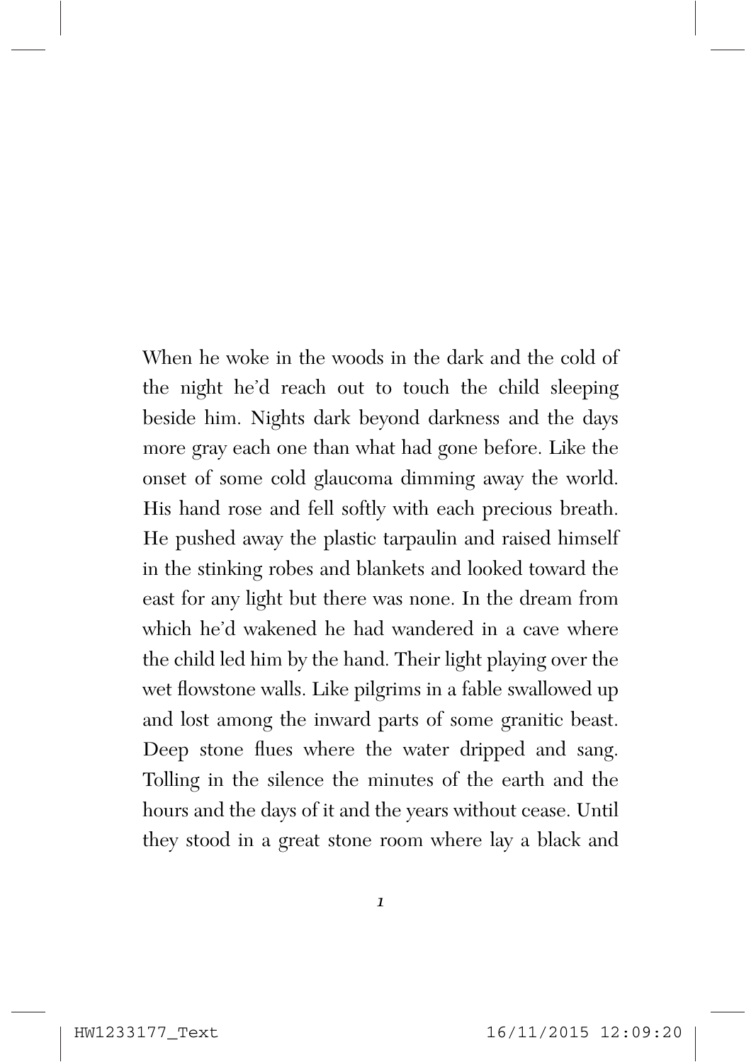When he woke in the woods in the dark and the cold of the night he'd reach out to touch the child sleeping beside him. Nights dark beyond darkness and the days more gray each one than what had gone before. Like the onset of some cold glaucoma dimming away the world. His hand rose and fell softly with each precious breath. He pushed away the plastic tarpaulin and raised himself in the stinking robes and blankets and looked toward the east for any light but there was none. In the dream from which he'd wakened he had wandered in a cave where the child led him by the hand. Their light playing over the wet flowstone walls. Like pilgrims in a fable swallowed up and lost among the inward parts of some granitic beast. Deep stone flues where the water dripped and sang. Tolling in the silence the minutes of the earth and the hours and the days of it and the years without cease. Until they stood in a great stone room where lay a black and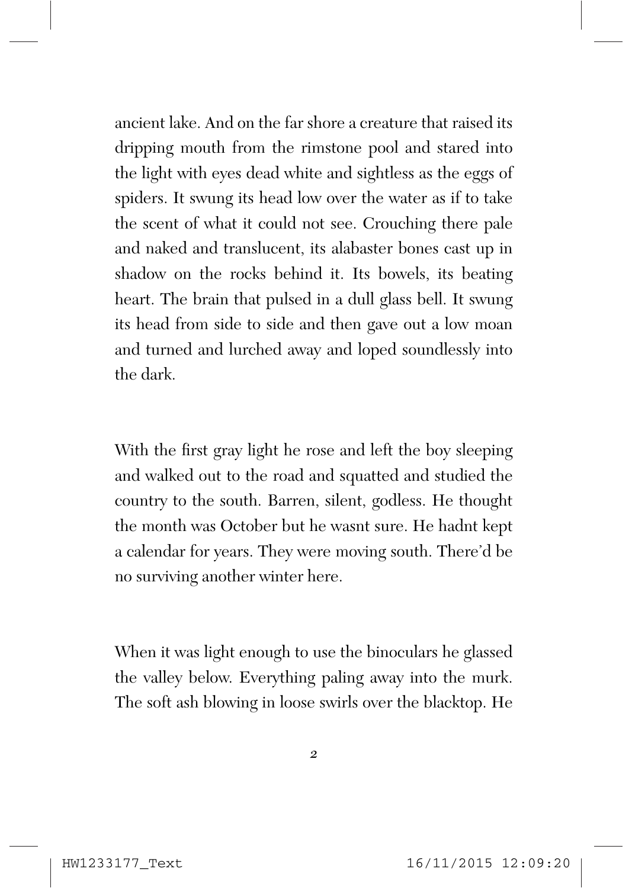ancient lake. And on the far shore a creature that raised its dripping mouth from the rimstone pool and stared into the light with eyes dead white and sightless as the eggs of spiders. It swung its head low over the water as if to take the scent of what it could not see. Crouching there pale and naked and translucent, its alabaster bones cast up in shadow on the rocks behind it. Its bowels, its beating heart. The brain that pulsed in a dull glass bell. It swung its head from side to side and then gave out a low moan and turned and lurched away and loped soundlessly into the dark.

With the first gray light he rose and left the boy sleeping and walked out to the road and squatted and studied the country to the south. Barren, silent, godless. He thought the month was October but he wasnt sure. He hadnt kept a calendar for years. They were moving south. There'd be no surviving another winter here.

When it was light enough to use the binoculars he glassed the valley below. Everything paling away into the murk. The soft ash blowing in loose swirls over the blacktop. He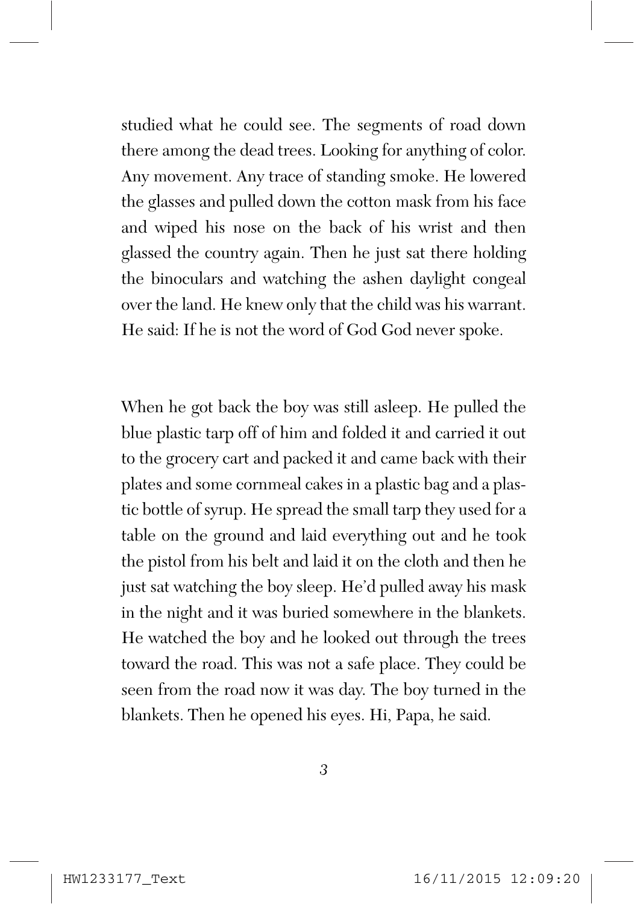studied what he could see. The segments of road down there among the dead trees. Looking for anything of color. Any movement. Any trace of standing smoke. He lowered the glasses and pulled down the cotton mask from his face and wiped his nose on the back of his wrist and then glassed the country again. Then he just sat there holding the binoculars and watching the ashen daylight congeal over the land. He knew only that the child was his warrant. He said: If he is not the word of God God never spoke.

When he got back the boy was still asleep. He pulled the blue plastic tarp off of him and folded it and carried it out to the grocery cart and packed it and came back with their plates and some cornmeal cakes in a plastic bag and a plastic bottle of syrup. He spread the small tarp they used for a table on the ground and laid everything out and he took the pistol from his belt and laid it on the cloth and then he just sat watching the boy sleep. He'd pulled away his mask in the night and it was buried somewhere in the blankets. He watched the boy and he looked out through the trees toward the road. This was not a safe place. They could be seen from the road now it was day. The boy turned in the blankets. Then he opened his eyes. Hi, Papa, he said.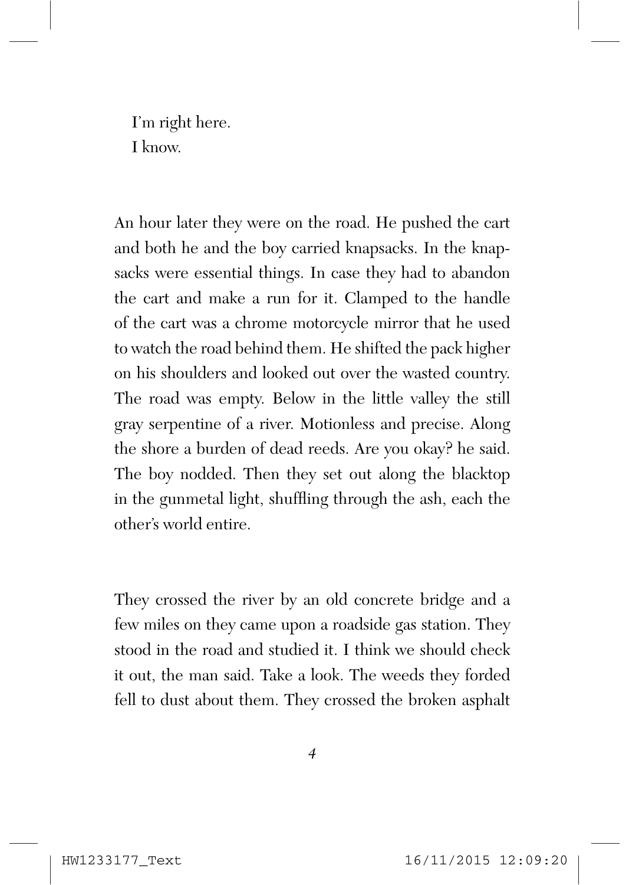I'm right here.  
I know.

An hour later they were on the road. He pushed the cart and both he and the boy carried knapsacks. In the knapsacks were essential things. In case they had to abandon the cart and make a run for it. Clamped to the handle of the cart was a chrome motorcycle mirror that he used to watch the road behind them. He shifted the pack higher on his shoulders and looked out over the wasted country. The road was empty. Below in the little valley the still gray serpentine of a river. Motionless and precise. Along the shore a burden of dead reeds. Are you okay? he said. The boy nodded. Then they set out along the blacktop in the gunmetal light, shuffling through the ash, each the other's world entire.

They crossed the river by an old concrete bridge and a few miles on they came upon a roadside gas station. They stood in the road and studied it. I think we should check it out, the man said. Take a look. The weeds they forded fell to dust about them. They crossed the broken asphalt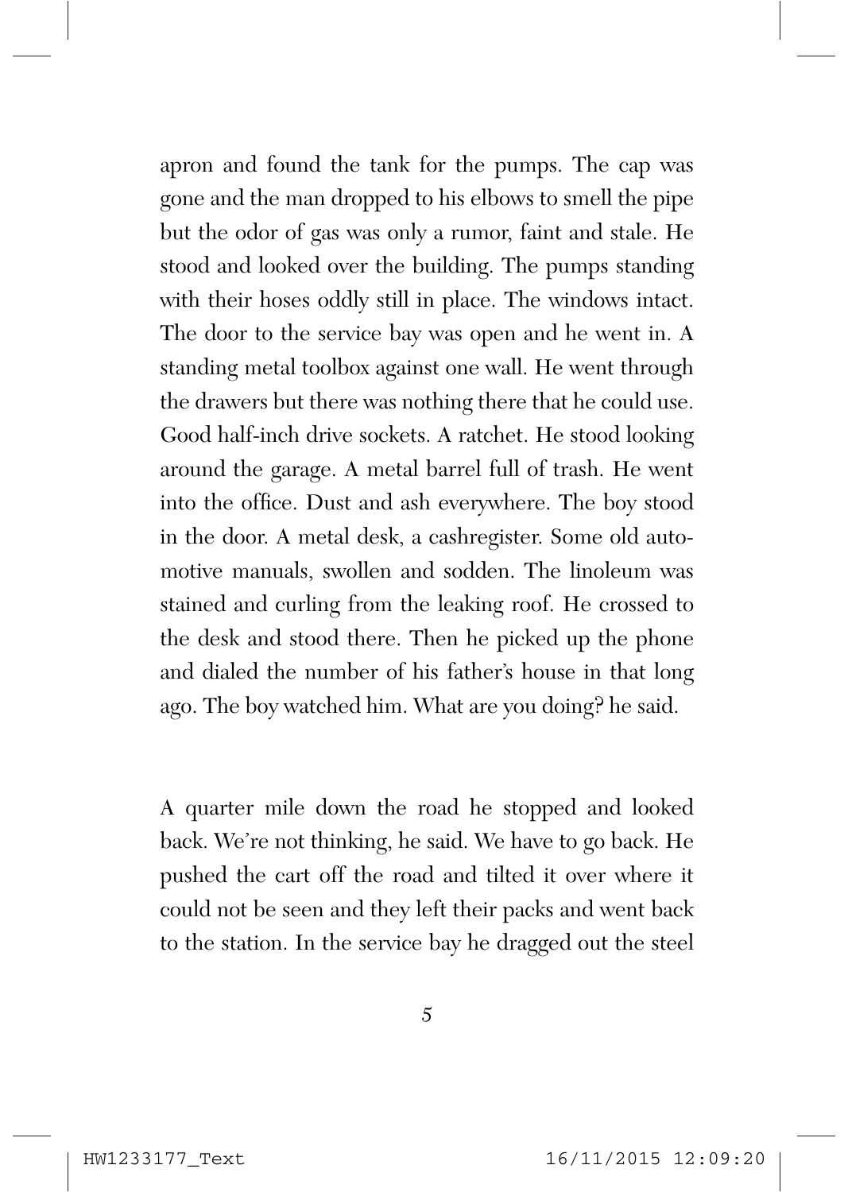apron and found the tank for the pumps. The cap was gone and the man dropped to his elbows to smell the pipe but the odor of gas was only a rumor, faint and stale. He stood and looked over the building. The pumps standing with their hoses oddly still in place. The windows intact. The door to the service bay was open and he went in. A standing metal toolbox against one wall. He went through the drawers but there was nothing there that he could use. Good half-inch drive sockets. A ratchet. He stood looking around the garage. A metal barrel full of trash. He went into the office. Dust and ash everywhere. The boy stood in the door. A metal desk, a cashregister. Some old automotive manuals, swollen and sodden. The linoleum was stained and curling from the leaking roof. He crossed to the desk and stood there. Then he picked up the phone and dialed the number of his father's house in that long ago. The boy watched him. What are you doing? he said.

A quarter mile down the road he stopped and looked back. We're not thinking, he said. We have to go back. He pushed the cart off the road and tilted it over where it could not be seen and they left their packs and went back to the station. In the service bay he dragged out the steel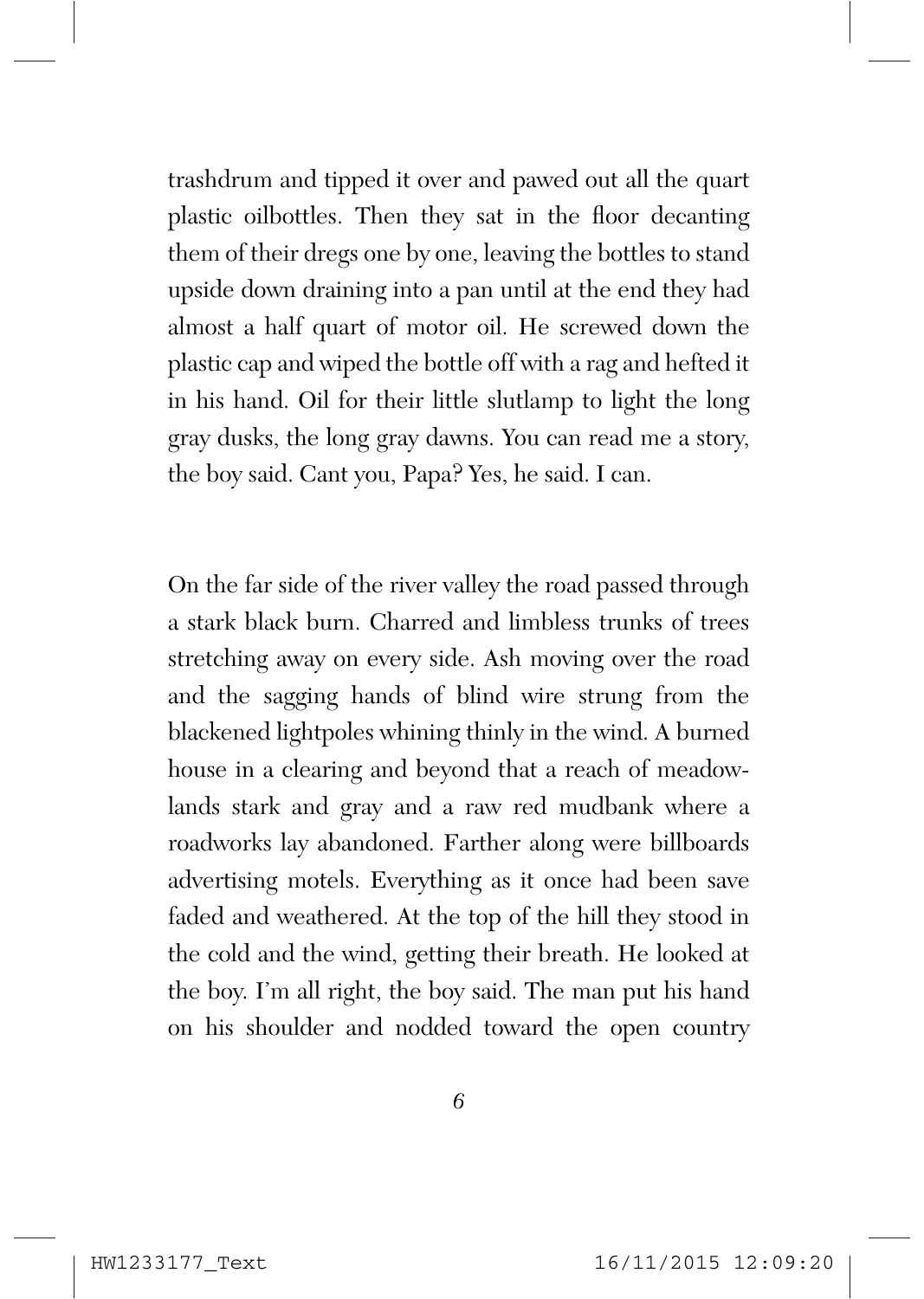trashdrum and tipped it over and pawed out all the quart plastic oilbottles. Then they sat in the floor decanting them of their dregs one by one, leaving the bottles to stand upside down draining into a pan until at the end they had almost a half quart of motor oil. He screwed down the plastic cap and wiped the bottle off with a rag and hefted it in his hand. Oil for their little slutlamp to light the long gray dusks, the long gray dawns. You can read me a story, the boy said. Cant you, Papa? Yes, he said. I can.

On the far side of the river valley the road passed through a stark black burn. Charred and limbless trunks of trees stretching away on every side. Ash moving over the road and the sagging hands of blind wire strung from the blackened lightpoles whining thinly in the wind. A burned house in a clearing and beyond that a reach of meadowlands stark and gray and a raw red mudbank where a roadworks lay abandoned. Farther along were billboards advertising motels. Everything as it once had been save faded and weathered. At the top of the hill they stood in the cold and the wind, getting their breath. He looked at the boy. I'm all right, the boy said. The man put his hand on his shoulder and nodded toward the open country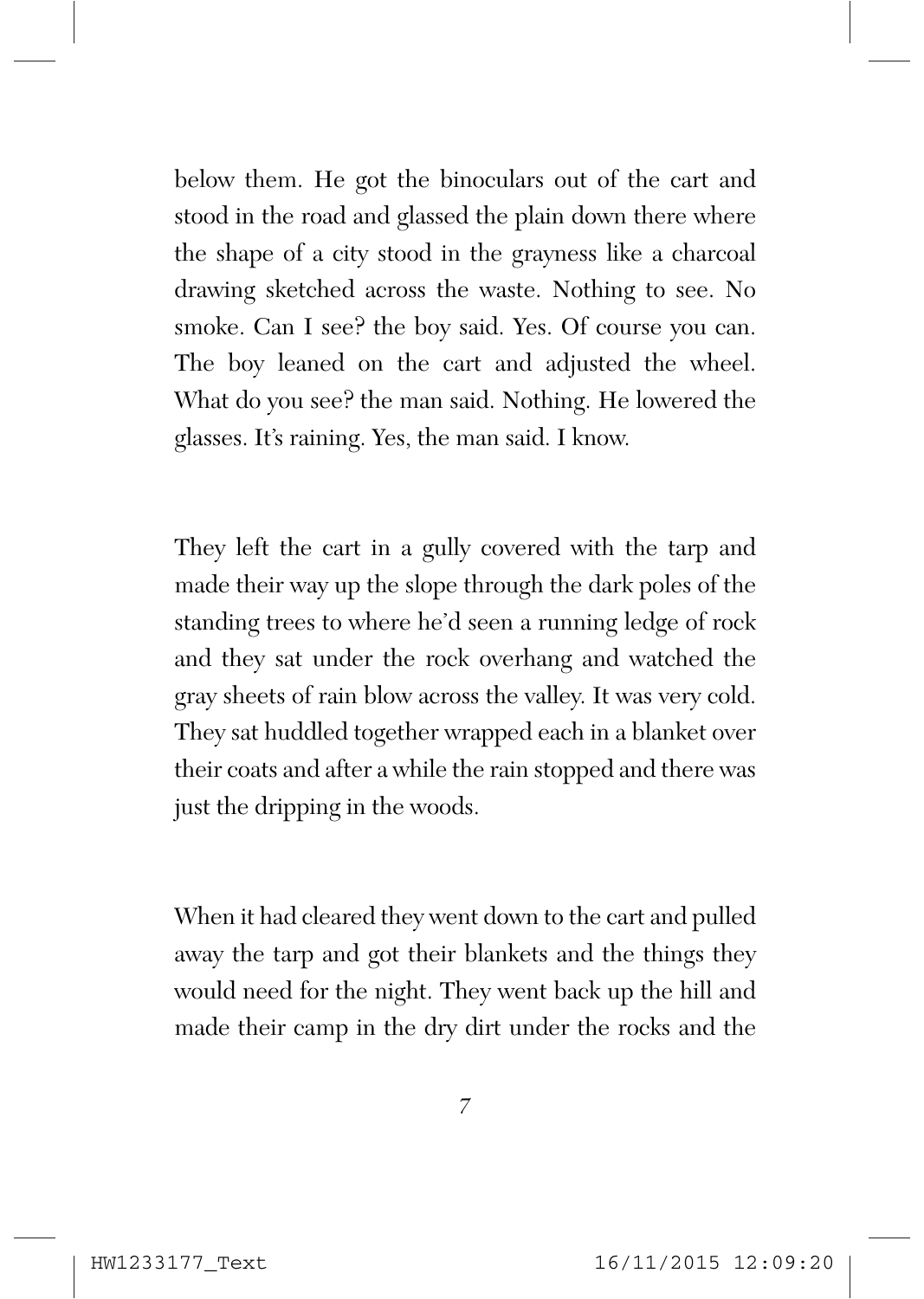below them. He got the binoculars out of the cart and stood in the road and glassed the plain down there where the shape of a city stood in the grayness like a charcoal drawing sketched across the waste. Nothing to see. No smoke. Can I see? the boy said. Yes. Of course you can. The boy leaned on the cart and adjusted the wheel. What do you see? the man said. Nothing. He lowered the glasses. It's raining. Yes, the man said. I know.

They left the cart in a gully covered with the tarp and made their way up the slope through the dark poles of the standing trees to where he'd seen a running ledge of rock and they sat under the rock overhang and watched the gray sheets of rain blow across the valley. It was very cold. They sat huddled together wrapped each in a blanket over their coats and after a while the rain stopped and there was just the dripping in the woods.

When it had cleared they went down to the cart and pulled away the tarp and got their blankets and the things they would need for the night. They went back up the hill and made their camp in the dry dirt under the rocks and the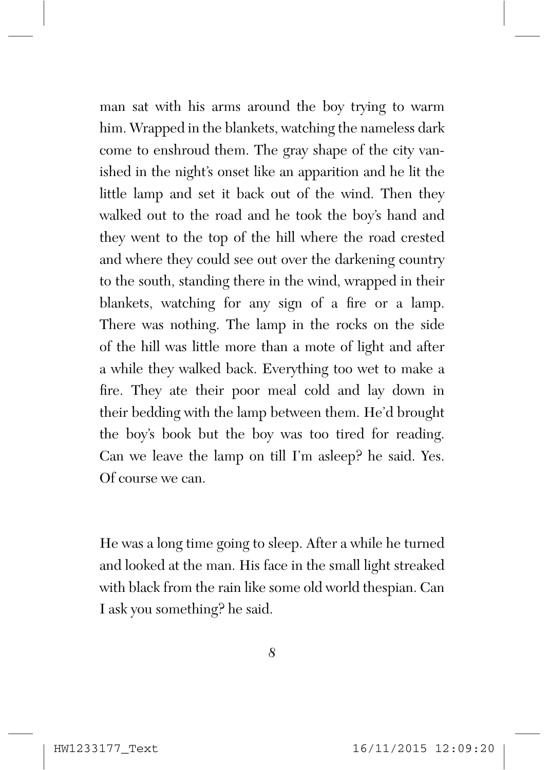man sat with his arms around the boy trying to warm him. Wrapped in the blankets, watching the nameless dark come to enshroud them. The gray shape of the city vanished in the night's onset like an apparition and he lit the little lamp and set it back out of the wind. Then they walked out to the road and he took the boy's hand and they went to the top of the hill where the road crested and where they could see out over the darkening country to the south, standing there in the wind, wrapped in their blankets, watching for any sign of a fire or a lamp. There was nothing. The lamp in the rocks on the side of the hill was little more than a mote of light and after a while they walked back. Everything too wet to make a fire. They ate their poor meal cold and lay down in their bedding with the lamp between them. He'd brought the boy's book but the boy was too tired for reading. Can we leave the lamp on till I'm asleep? he said. Yes. Of course we can.

He was a long time going to sleep. After a while he turned and looked at the man. His face in the small light streaked with black from the rain like some old world thespian. Can I ask you something? he said.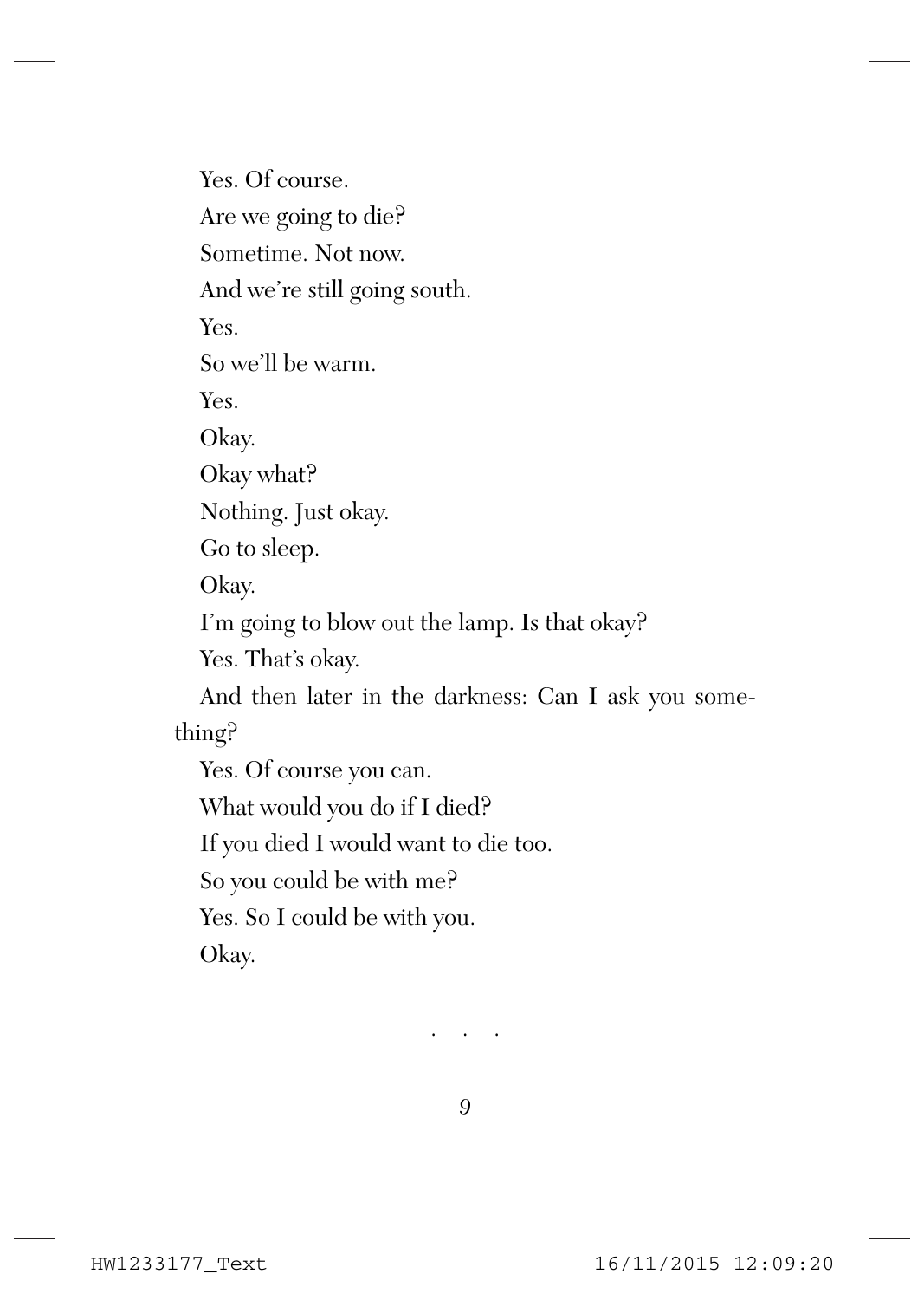Yes. Of course.

Are we going to die?

Sometime. Not now.

And we're still going south.

Yes.

So we'll be warm.

Yes.

Okay.

Okay what?

Nothing. Just okay.

Go to sleep.

Okay.

I'm going to blow out the lamp. Is that okay?

Yes. That's okay.

And then later in the darkness: Can I ask you something?

Yes. Of course you can.

What would you do if I died?

If you died I would want to die too.

So you could be with me?

Yes. So I could be with you.

Okay.

. . .